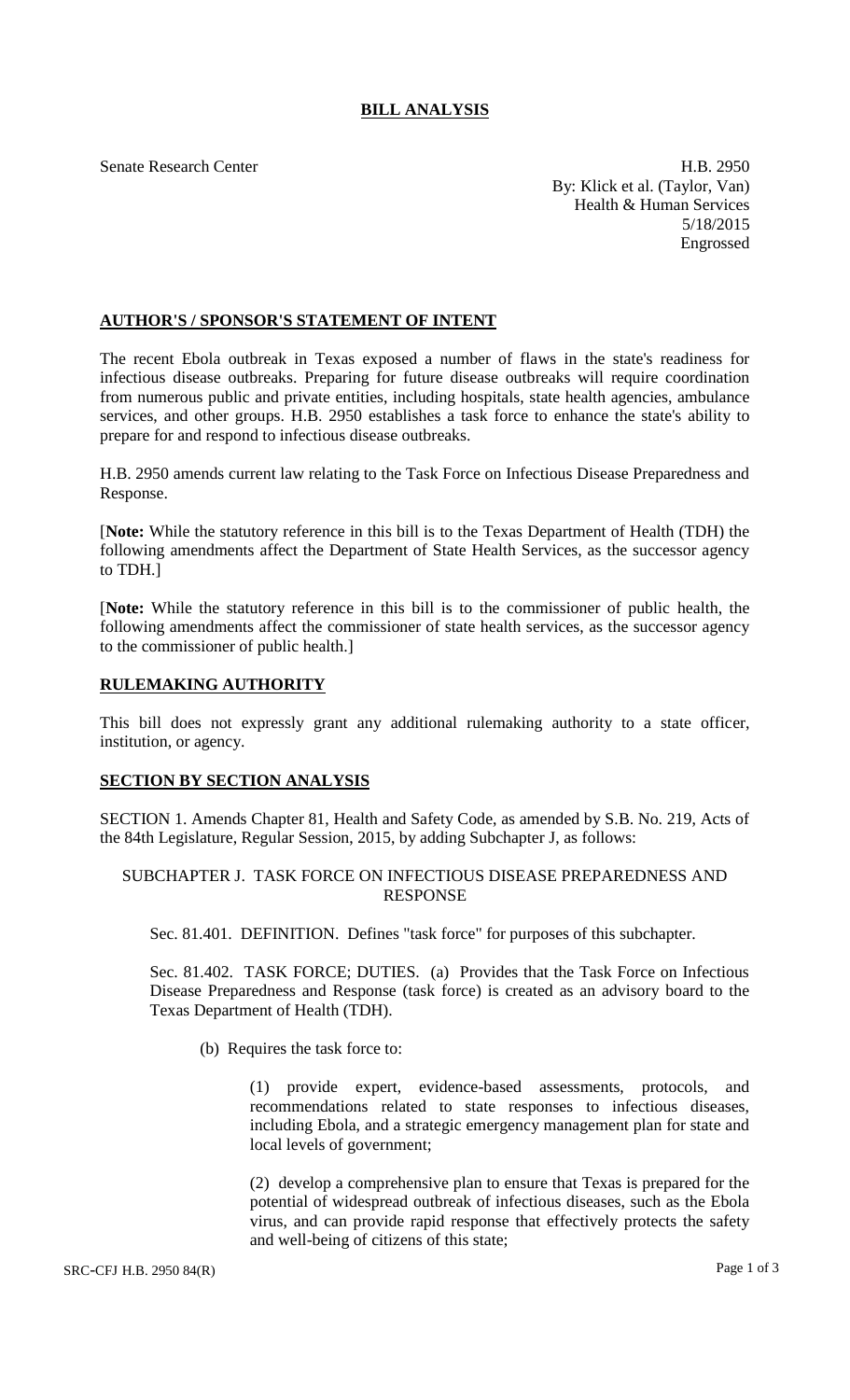# BILL ANALYSIS

Senate Research Center

H.B. 2950
By: Klick et al. (Taylor, Van)
Health & Human Services
5/18/2015
Engrossed

## AUTHOR'S / SPONSOR'S STATEMENT OF INTENT

The recent Ebola outbreak in Texas exposed a number of flaws in the state's readiness for infectious disease outbreaks. Preparing for future disease outbreaks will require coordination from numerous public and private entities, including hospitals, state health agencies, ambulance services, and other groups. H.B. 2950 establishes a task force to enhance the state's ability to prepare for and respond to infectious disease outbreaks.

H.B. 2950 amends current law relating to the Task Force on Infectious Disease Preparedness and Response.

[**Note:** While the statutory reference in this bill is to the Texas Department of Health (TDH) the following amendments affect the Department of State Health Services, as the successor agency to TDH.]

[**Note:** While the statutory reference in this bill is to the commissioner of public health, the following amendments affect the commissioner of state health services, as the successor agency to the commissioner of public health.]

## RULEMAKING AUTHORITY

This bill does not expressly grant any additional rulemaking authority to a state officer, institution, or agency.

## SECTION BY SECTION ANALYSIS

SECTION 1. Amends Chapter 81, Health and Safety Code, as amended by S.B. No. 219, Acts of the 84th Legislature, Regular Session, 2015, by adding Subchapter J, as follows:

SUBCHAPTER J. TASK FORCE ON INFECTIOUS DISEASE PREPAREDNESS AND RESPONSE

Sec. 81.401. DEFINITION. Defines "task force" for purposes of this subchapter.

Sec. 81.402. TASK FORCE; DUTIES. (a) Provides that the Task Force on Infectious Disease Preparedness and Response (task force) is created as an advisory board to the Texas Department of Health (TDH).

(b) Requires the task force to:

(1) provide expert, evidence-based assessments, protocols, and recommendations related to state responses to infectious diseases, including Ebola, and a strategic emergency management plan for state and local levels of government;

(2) develop a comprehensive plan to ensure that Texas is prepared for the potential of widespread outbreak of infectious diseases, such as the Ebola virus, and can provide rapid response that effectively protects the safety and well-being of citizens of this state;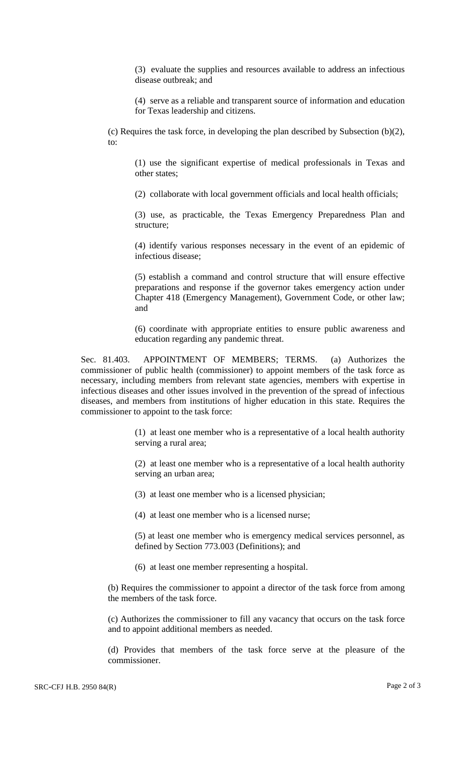(3) evaluate the supplies and resources available to address an infectious disease outbreak; and

(4) serve as a reliable and transparent source of information and education for Texas leadership and citizens.

(c) Requires the task force, in developing the plan described by Subsection (b)(2), to:

(1) use the significant expertise of medical professionals in Texas and other states;

(2) collaborate with local government officials and local health officials;

(3) use, as practicable, the Texas Emergency Preparedness Plan and structure;

(4) identify various responses necessary in the event of an epidemic of infectious disease;

(5) establish a command and control structure that will ensure effective preparations and response if the governor takes emergency action under Chapter 418 (Emergency Management), Government Code, or other law; and

(6) coordinate with appropriate entities to ensure public awareness and education regarding any pandemic threat.

Sec. 81.403. APPOINTMENT OF MEMBERS; TERMS. (a) Authorizes the commissioner of public health (commissioner) to appoint members of the task force as necessary, including members from relevant state agencies, members with expertise in infectious diseases and other issues involved in the prevention of the spread of infectious diseases, and members from institutions of higher education in this state. Requires the commissioner to appoint to the task force:

(1) at least one member who is a representative of a local health authority serving a rural area;

(2) at least one member who is a representative of a local health authority serving an urban area;

(3) at least one member who is a licensed physician;

(4) at least one member who is a licensed nurse;

(5) at least one member who is emergency medical services personnel, as defined by Section 773.003 (Definitions); and

(6) at least one member representing a hospital.

(b) Requires the commissioner to appoint a director of the task force from among the members of the task force.

(c) Authorizes the commissioner to fill any vacancy that occurs on the task force and to appoint additional members as needed.

(d) Provides that members of the task force serve at the pleasure of the commissioner.

SRC-CFJ H.B. 2950 84(R)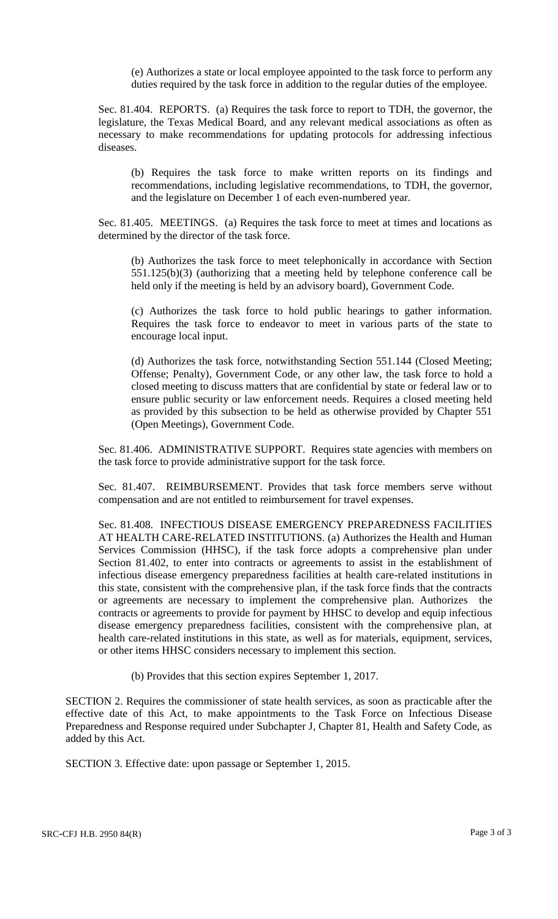(e) Authorizes a state or local employee appointed to the task force to perform any duties required by the task force in addition to the regular duties of the employee.

Sec. 81.404. REPORTS. (a) Requires the task force to report to TDH, the governor, the legislature, the Texas Medical Board, and any relevant medical associations as often as necessary to make recommendations for updating protocols for addressing infectious diseases.

(b) Requires the task force to make written reports on its findings and recommendations, including legislative recommendations, to TDH, the governor, and the legislature on December 1 of each even-numbered year.

Sec. 81.405. MEETINGS. (a) Requires the task force to meet at times and locations as determined by the director of the task force.

(b) Authorizes the task force to meet telephonically in accordance with Section 551.125(b)(3) (authorizing that a meeting held by telephone conference call be held only if the meeting is held by an advisory board), Government Code.

(c) Authorizes the task force to hold public hearings to gather information. Requires the task force to endeavor to meet in various parts of the state to encourage local input.

(d) Authorizes the task force, notwithstanding Section 551.144 (Closed Meeting; Offense; Penalty), Government Code, or any other law, the task force to hold a closed meeting to discuss matters that are confidential by state or federal law or to ensure public security or law enforcement needs. Requires a closed meeting held as provided by this subsection to be held as otherwise provided by Chapter 551 (Open Meetings), Government Code.

Sec. 81.406. ADMINISTRATIVE SUPPORT. Requires state agencies with members on the task force to provide administrative support for the task force.

Sec. 81.407. REIMBURSEMENT. Provides that task force members serve without compensation and are not entitled to reimbursement for travel expenses.

Sec. 81.408. INFECTIOUS DISEASE EMERGENCY PREPAREDNESS FACILITIES AT HEALTH CARE-RELATED INSTITUTIONS. (a) Authorizes the Health and Human Services Commission (HHSC), if the task force adopts a comprehensive plan under Section 81.402, to enter into contracts or agreements to assist in the establishment of infectious disease emergency preparedness facilities at health care-related institutions in this state, consistent with the comprehensive plan, if the task force finds that the contracts or agreements are necessary to implement the comprehensive plan. Authorizes the contracts or agreements to provide for payment by HHSC to develop and equip infectious disease emergency preparedness facilities, consistent with the comprehensive plan, at health care-related institutions in this state, as well as for materials, equipment, services, or other items HHSC considers necessary to implement this section.

(b) Provides that this section expires September 1, 2017.

SECTION 2. Requires the commissioner of state health services, as soon as practicable after the effective date of this Act, to make appointments to the Task Force on Infectious Disease Preparedness and Response required under Subchapter J, Chapter 81, Health and Safety Code, as added by this Act.

SECTION 3. Effective date: upon passage or September 1, 2015.

SRC-CFJ H.B. 2950 84(R)